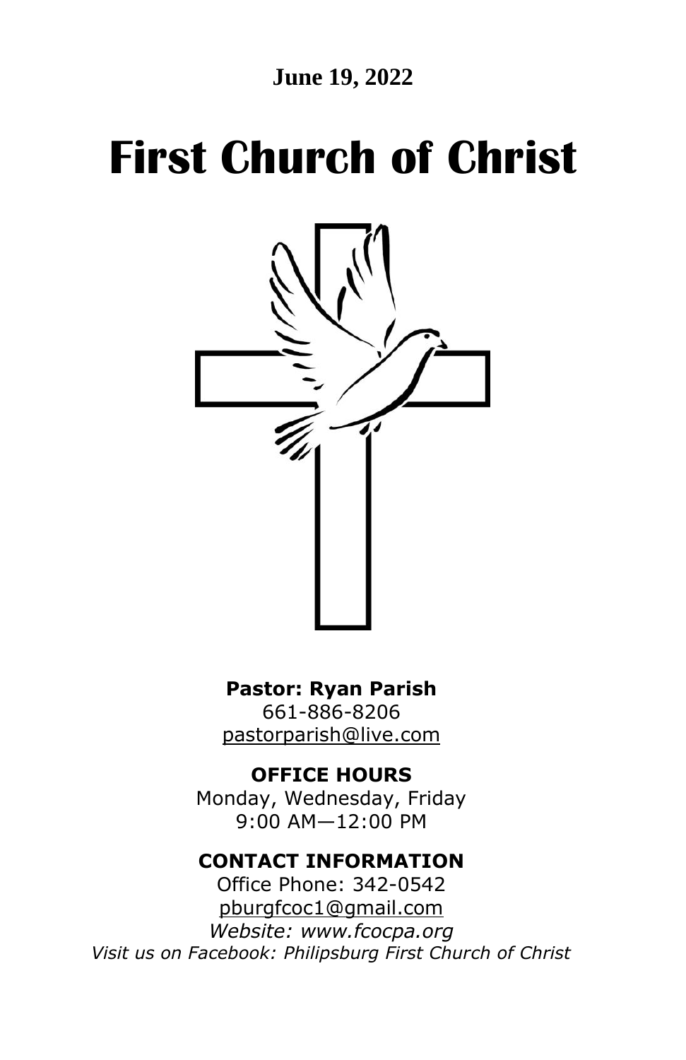**June 19, 2022**

# First Church of Christ

**Pastor: Ryan Parish**
661-886-8206
pastorparish@live.com

**OFFICE HOURS**
Monday, Wednesday, Friday
9:00 AM—12:00 PM

**CONTACT INFORMATION**
Office Phone: 342-0542
pburgfcoc1@gmail.com
*Website: www.fcocpa.org*
*Visit us on Facebook: Philipsburg First Church of Christ*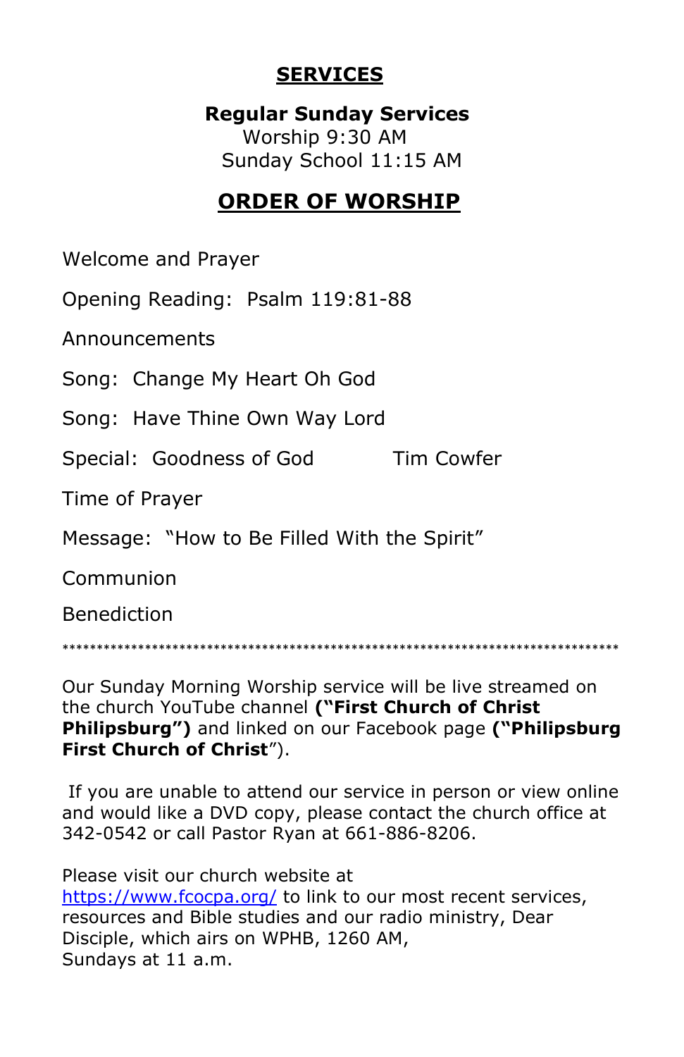## SERVICES

**Regular Sunday Services**
Worship 9:30 AM
Sunday School 11:15 AM

## ORDER OF WORSHIP

Welcome and Prayer

Opening Reading: Psalm 119:81-88

Announcements

Song: Change My Heart Oh God

Song: Have Thine Own Way Lord

Special: Goodness of God Tim Cowfer

Time of Prayer

Message: "How to Be Filled With the Spirit"

Communion

Benediction

*********************************************************************************

Our Sunday Morning Worship service will be live streamed on the church YouTube channel **("First Church of Christ Philipsburg")** and linked on our Facebook page **("Philipsburg First Church of Christ**").

If you are unable to attend our service in person or view online and would like a DVD copy, please contact the church office at 342-0542 or call Pastor Ryan at 661-886-8206.

Please visit our church website at https://www.fcocpa.org/ to link to our most recent services, resources and Bible studies and our radio ministry, Dear Disciple, which airs on WPHB, 1260 AM, Sundays at 11 a.m.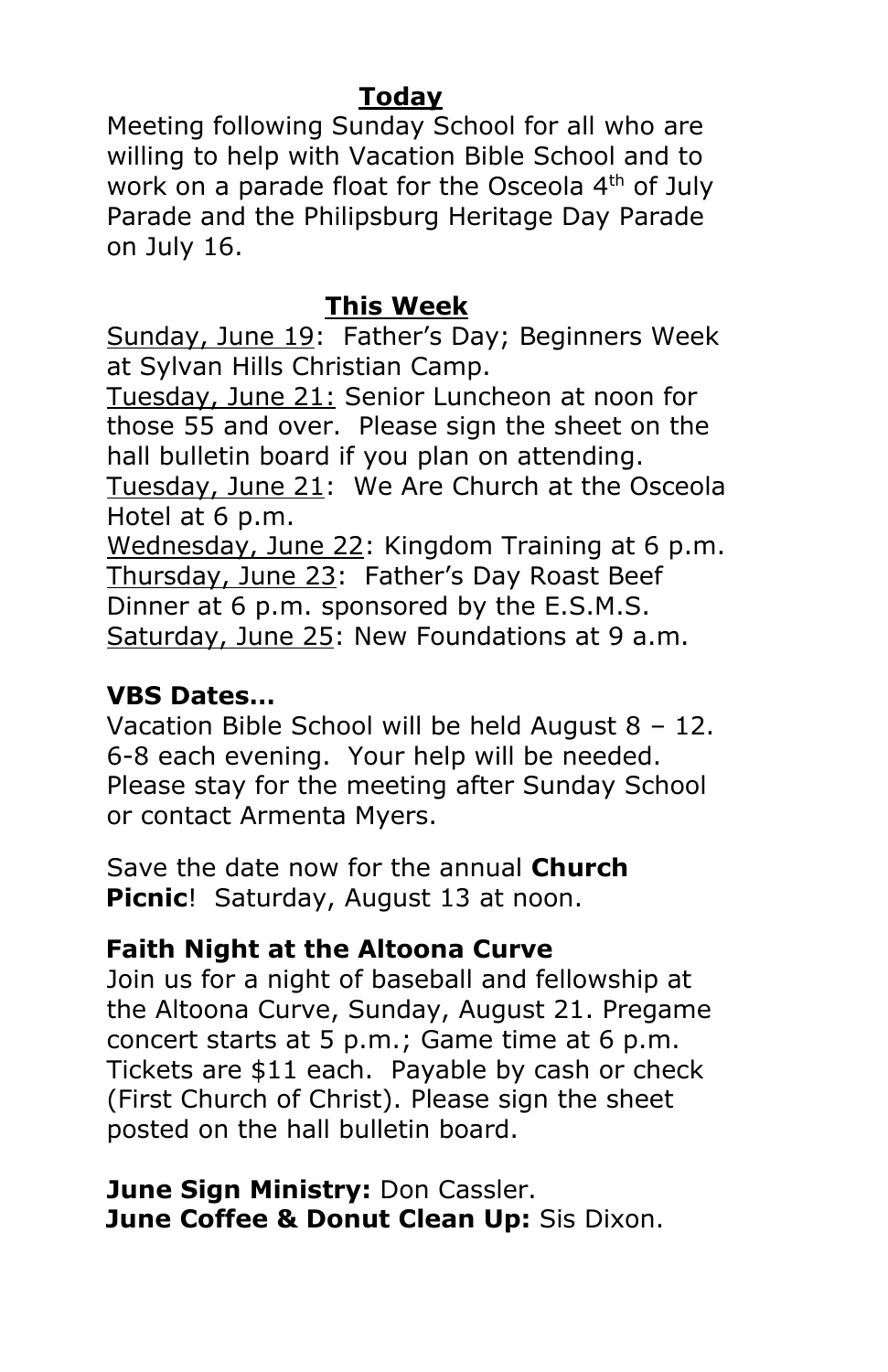## Today

Meeting following Sunday School for all who are willing to help with Vacation Bible School and to work on a parade float for the Osceola 4th of July Parade and the Philipsburg Heritage Day Parade on July 16.

## This Week

Sunday, June 19: Father's Day; Beginners Week at Sylvan Hills Christian Camp.
Tuesday, June 21: Senior Luncheon at noon for those 55 and over. Please sign the sheet on the hall bulletin board if you plan on attending.
Tuesday, June 21: We Are Church at the Osceola Hotel at 6 p.m.
Wednesday, June 22: Kingdom Training at 6 p.m.
Thursday, June 23: Father's Day Roast Beef Dinner at 6 p.m. sponsored by the E.S.M.S.
Saturday, June 25: New Foundations at 9 a.m.

### VBS Dates…

Vacation Bible School will be held August 8 – 12. 6-8 each evening. Your help will be needed. Please stay for the meeting after Sunday School or contact Armenta Myers.

Save the date now for the annual **Church Picnic**! Saturday, August 13 at noon.

### Faith Night at the Altoona Curve

Join us for a night of baseball and fellowship at the Altoona Curve, Sunday, August 21. Pregame concert starts at 5 p.m.; Game time at 6 p.m. Tickets are $11 each. Payable by cash or check (First Church of Christ). Please sign the sheet posted on the hall bulletin board.

**June Sign Ministry:** Don Cassler.
**June Coffee & Donut Clean Up:** Sis Dixon.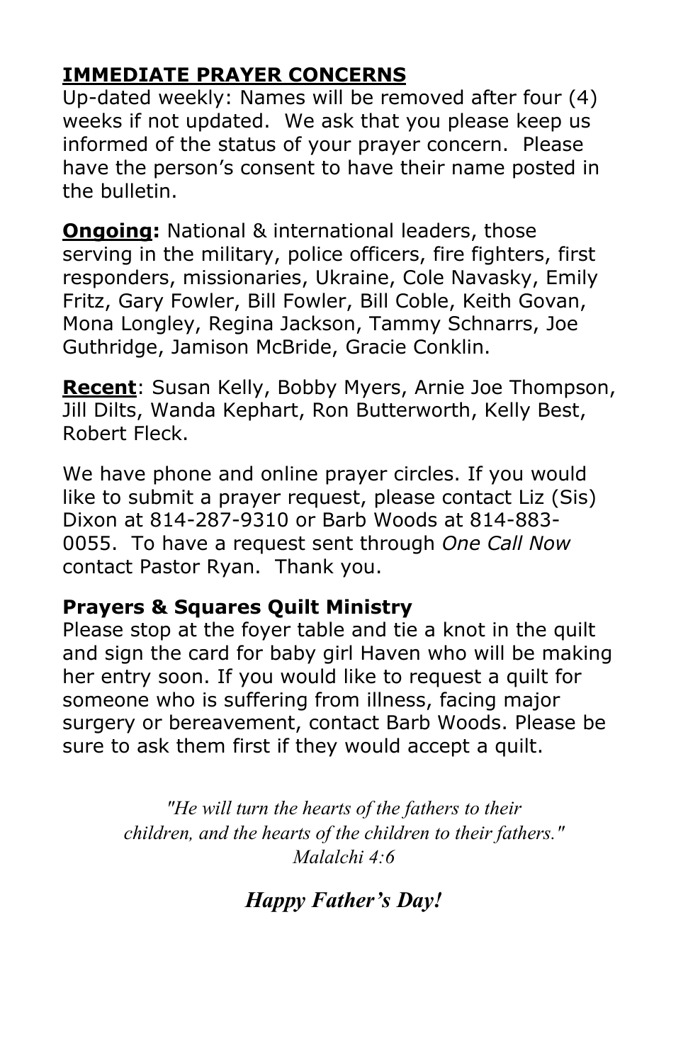## IMMEDIATE PRAYER CONCERNS

Up-dated weekly: Names will be removed after four (4) weeks if not updated. We ask that you please keep us informed of the status of your prayer concern. Please have the person's consent to have their name posted in the bulletin.

**Ongoing:** National & international leaders, those serving in the military, police officers, fire fighters, first responders, missionaries, Ukraine, Cole Navasky, Emily Fritz, Gary Fowler, Bill Fowler, Bill Coble, Keith Govan, Mona Longley, Regina Jackson, Tammy Schnarrs, Joe Guthridge, Jamison McBride, Gracie Conklin.

**Recent**: Susan Kelly, Bobby Myers, Arnie Joe Thompson, Jill Dilts, Wanda Kephart, Ron Butterworth, Kelly Best, Robert Fleck.

We have phone and online prayer circles. If you would like to submit a prayer request, please contact Liz (Sis) Dixon at 814-287-9310 or Barb Woods at 814-883-0055. To have a request sent through *One Call Now* contact Pastor Ryan. Thank you.

**Prayers & Squares Quilt Ministry**

Please stop at the foyer table and tie a knot in the quilt and sign the card for baby girl Haven who will be making her entry soon. If you would like to request a quilt for someone who is suffering from illness, facing major surgery or bereavement, contact Barb Woods. Please be sure to ask them first if they would accept a quilt.

*"He will turn the hearts of the fathers to their children, and the hearts of the children to their fathers."*
*Malalchi 4:6*

***Happy Father's Day!***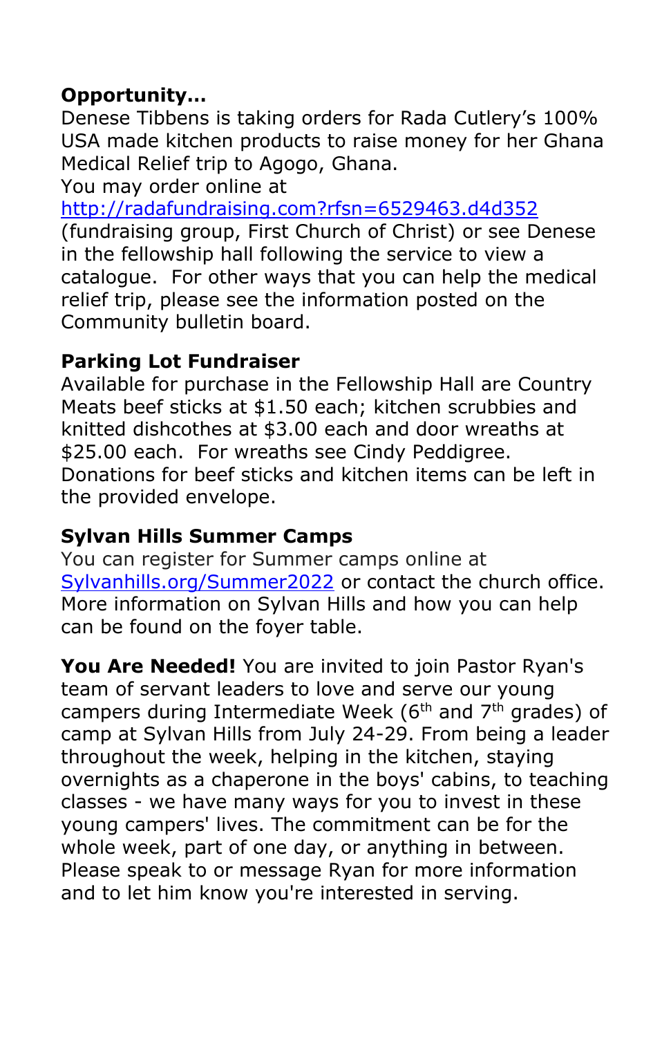**Opportunity…**
Denese Tibbens is taking orders for Rada Cutlery's 100% USA made kitchen products to raise money for her Ghana Medical Relief trip to Agogo, Ghana.
You may order online at
http://radafundraising.com?rfsn=6529463.d4d352
(fundraising group, First Church of Christ) or see Denese in the fellowship hall following the service to view a catalogue. For other ways that you can help the medical relief trip, please see the information posted on the Community bulletin board.

**Parking Lot Fundraiser**
Available for purchase in the Fellowship Hall are Country Meats beef sticks at $1.50 each; kitchen scrubbies and knitted dishcothes at $3.00 each and door wreaths at $25.00 each. For wreaths see Cindy Peddigree. Donations for beef sticks and kitchen items can be left in the provided envelope.

**Sylvan Hills Summer Camps**
You can register for Summer camps online at Sylvanhills.org/Summer2022 or contact the church office. More information on Sylvan Hills and how you can help can be found on the foyer table.

**You Are Needed!** You are invited to join Pastor Ryan's team of servant leaders to love and serve our young campers during Intermediate Week (6th and 7th grades) of camp at Sylvan Hills from July 24-29. From being a leader throughout the week, helping in the kitchen, staying overnights as a chaperone in the boys' cabins, to teaching classes - we have many ways for you to invest in these young campers' lives. The commitment can be for the whole week, part of one day, or anything in between. Please speak to or message Ryan for more information and to let him know you're interested in serving.